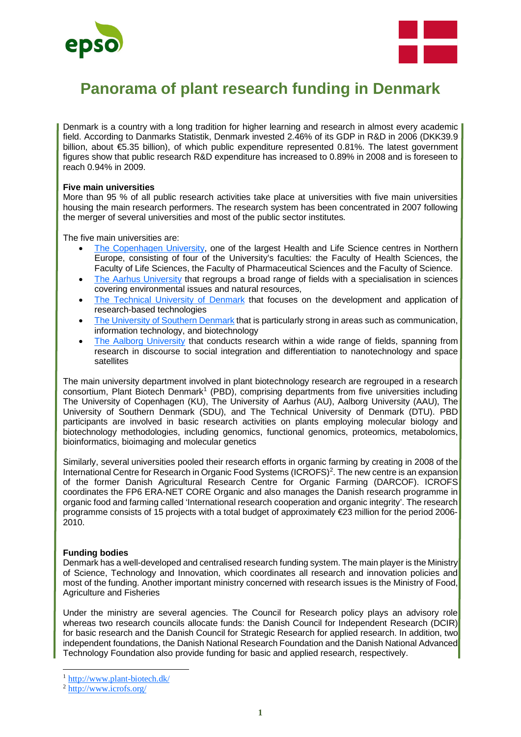# Panorama of plant research funding in Denmark

Denmark is a country with a long tradition for higher learning and research in almost every academic field. According to Danmarks Statistik, Denmark invested 2.46% of its GDP in R&D in 2006 (DKK39.9 billion, about €5.35 billion), of which public expenditure represented 0.81%. The latest government figures show that public research R&D expenditure has increased to 0.89% in 2008 and is foreseen to reach 0.94% in 2009.

**Five main universities**

More than 95 % of all public research activities take place at universities with five main universities housing the main research performers. The research system has been concentrated in 2007 following the merger of several universities and most of the public sector institutes.

The five main universities are:

- The Copenhagen University, one of the largest Health and Life Science centres in Northern Europe, consisting of four of the University's faculties: the Faculty of Health Sciences, the Faculty of Life Sciences, the Faculty of Pharmaceutical Sciences and the Faculty of Science.
- The Aarhus University that regroups a broad range of fields with a specialisation in sciences covering environmental issues and natural resources,
- The Technical University of Denmark that focuses on the development and application of research-based technologies
- The University of Southern Denmark that is particularly strong in areas such as communication, information technology, and biotechnology
- The Aalborg University that conducts research within a wide range of fields, spanning from research in discourse to social integration and differentiation to nanotechnology and space satellites

The main university department involved in plant biotechnology research are regrouped in a research consortium, Plant Biotech Denmark[1] (PBD), comprising departments from five universities including The University of Copenhagen (KU), The University of Aarhus (AU), Aalborg University (AAU), The University of Southern Denmark (SDU), and The Technical University of Denmark (DTU). PBD participants are involved in basic research activities on plants employing molecular biology and biotechnology methodologies, including genomics, functional genomics, proteomics, metabolomics, bioinformatics, bioimaging and molecular genetics

Similarly, several universities pooled their research efforts in organic farming by creating in 2008 of the International Centre for Research in Organic Food Systems (ICROFS)[2]. The new centre is an expansion of the former Danish Agricultural Research Centre for Organic Farming (DARCOF). ICROFS coordinates the FP6 ERA-NET CORE Organic and also manages the Danish research programme in organic food and farming called 'International research cooperation and organic integrity'. The research programme consists of 15 projects with a total budget of approximately €23 million for the period 2006-2010.

**Funding bodies**

Denmark has a well-developed and centralised research funding system. The main player is the Ministry of Science, Technology and Innovation, which coordinates all research and innovation policies and most of the funding. Another important ministry concerned with research issues is the Ministry of Food, Agriculture and Fisheries

Under the ministry are several agencies. The Council for Research policy plays an advisory role whereas two research councils allocate funds: the Danish Council for Independent Research (DCIR) for basic research and the Danish Council for Strategic Research for applied research. In addition, two independent foundations, the Danish National Research Foundation and the Danish National Advanced Technology Foundation also provide funding for basic and applied research, respectively.

[1] http://www.plant-biotech.dk/

[2] http://www.icrofs.org/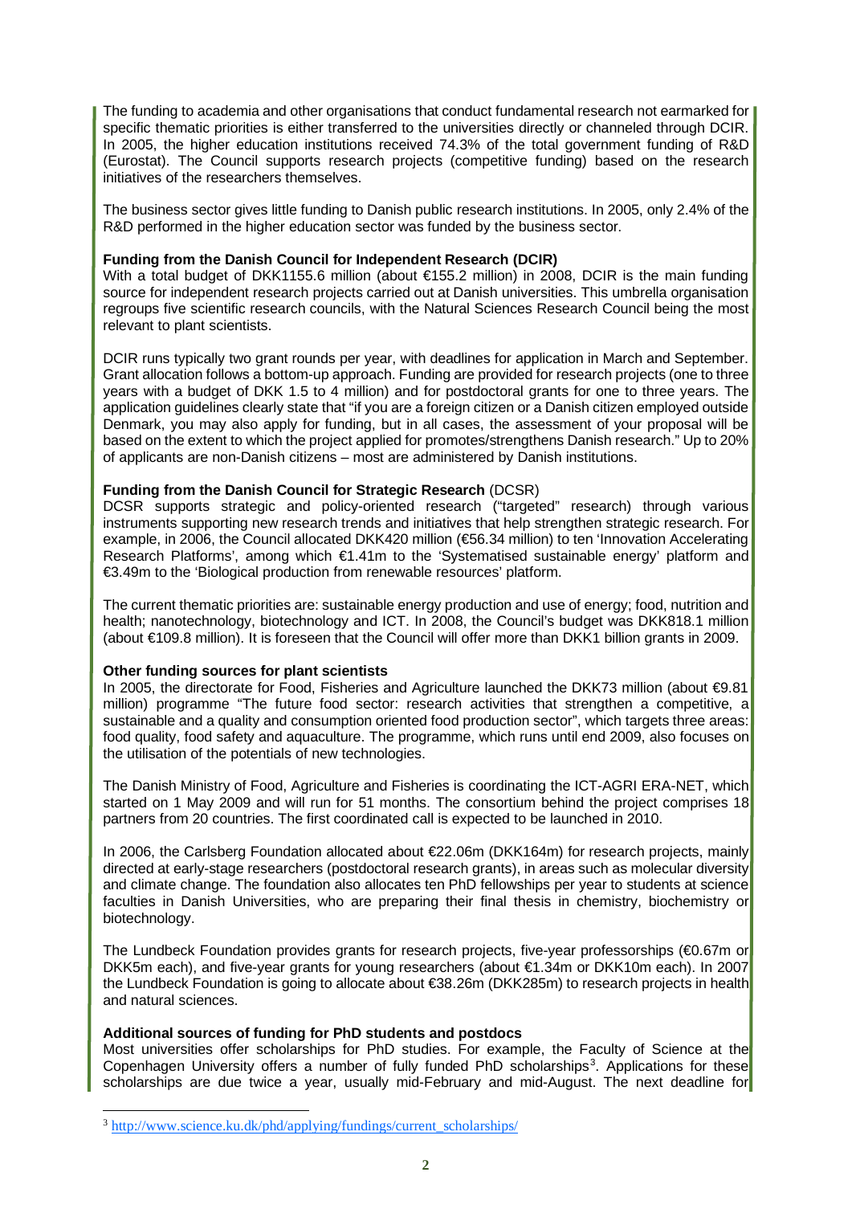The funding to academia and other organisations that conduct fundamental research not earmarked for specific thematic priorities is either transferred to the universities directly or channeled through DCIR. In 2005, the higher education institutions received 74.3% of the total government funding of R&D (Eurostat). The Council supports research projects (competitive funding) based on the research initiatives of the researchers themselves.

The business sector gives little funding to Danish public research institutions. In 2005, only 2.4% of the R&D performed in the higher education sector was funded by the business sector.

**Funding from the Danish Council for Independent Research (DCIR)**

With a total budget of DKK1155.6 million (about €155.2 million) in 2008, DCIR is the main funding source for independent research projects carried out at Danish universities. This umbrella organisation regroups five scientific research councils, with the Natural Sciences Research Council being the most relevant to plant scientists.

DCIR runs typically two grant rounds per year, with deadlines for application in March and September. Grant allocation follows a bottom-up approach. Funding are provided for research projects (one to three years with a budget of DKK 1.5 to 4 million) and for postdoctoral grants for one to three years. The application guidelines clearly state that "if you are a foreign citizen or a Danish citizen employed outside Denmark, you may also apply for funding, but in all cases, the assessment of your proposal will be based on the extent to which the project applied for promotes/strengthens Danish research." Up to 20% of applicants are non-Danish citizens – most are administered by Danish institutions.

**Funding from the Danish Council for Strategic Research** (DCSR)

DCSR supports strategic and policy-oriented research ("targeted" research) through various instruments supporting new research trends and initiatives that help strengthen strategic research. For example, in 2006, the Council allocated DKK420 million (€56.34 million) to ten 'Innovation Accelerating Research Platforms', among which €1.41m to the 'Systematised sustainable energy' platform and €3.49m to the 'Biological production from renewable resources' platform.

The current thematic priorities are: sustainable energy production and use of energy; food, nutrition and health; nanotechnology, biotechnology and ICT. In 2008, the Council's budget was DKK818.1 million (about €109.8 million). It is foreseen that the Council will offer more than DKK1 billion grants in 2009.

**Other funding sources for plant scientists**

In 2005, the directorate for Food, Fisheries and Agriculture launched the DKK73 million (about €9.81 million) programme "The future food sector: research activities that strengthen a competitive, a sustainable and a quality and consumption oriented food production sector", which targets three areas: food quality, food safety and aquaculture. The programme, which runs until end 2009, also focuses on the utilisation of the potentials of new technologies.

The Danish Ministry of Food, Agriculture and Fisheries is coordinating the ICT-AGRI ERA-NET, which started on 1 May 2009 and will run for 51 months. The consortium behind the project comprises 18 partners from 20 countries. The first coordinated call is expected to be launched in 2010.

In 2006, the Carlsberg Foundation allocated about €22.06m (DKK164m) for research projects, mainly directed at early-stage researchers (postdoctoral research grants), in areas such as molecular diversity and climate change. The foundation also allocates ten PhD fellowships per year to students at science faculties in Danish Universities, who are preparing their final thesis in chemistry, biochemistry or biotechnology.

The Lundbeck Foundation provides grants for research projects, five-year professorships (€0.67m or DKK5m each), and five-year grants for young researchers (about €1.34m or DKK10m each). In 2007 the Lundbeck Foundation is going to allocate about €38.26m (DKK285m) to research projects in health and natural sciences.

**Additional sources of funding for PhD students and postdocs**

Most universities offer scholarships for PhD studies. For example, the Faculty of Science at the Copenhagen University offers a number of fully funded PhD scholarships[3]. Applications for these scholarships are due twice a year, usually mid-February and mid-August. The next deadline for

---

[3] http://www.science.ku.dk/phd/applying/fundings/current_scholarships/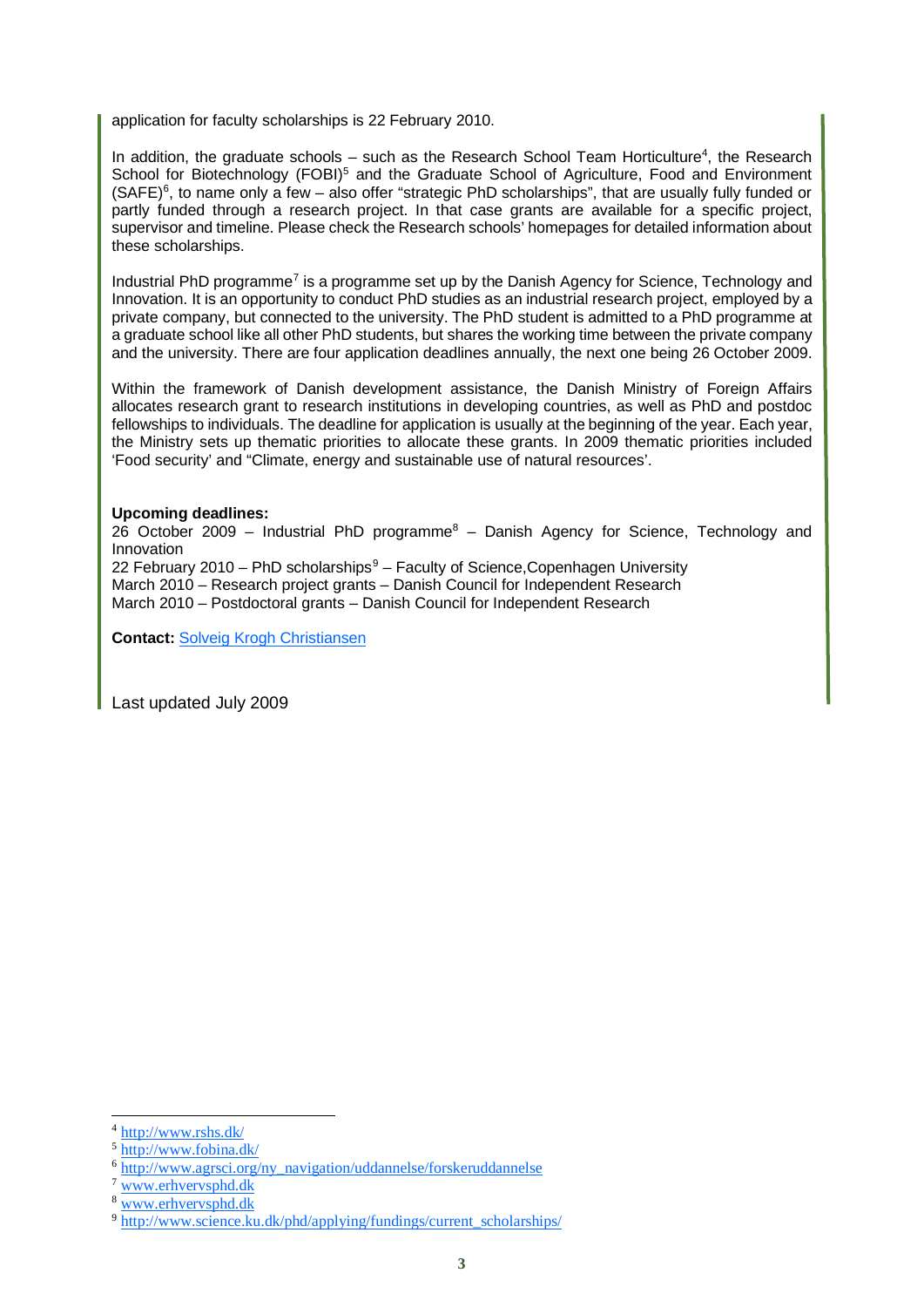application for faculty scholarships is 22 February 2010.

In addition, the graduate schools – such as the Research School Team Horticulture[4], the Research School for Biotechnology (FOBI)[5] and the Graduate School of Agriculture, Food and Environment (SAFE)[6], to name only a few – also offer "strategic PhD scholarships", that are usually fully funded or partly funded through a research project. In that case grants are available for a specific project, supervisor and timeline. Please check the Research schools' homepages for detailed information about these scholarships.

Industrial PhD programme[7] is a programme set up by the Danish Agency for Science, Technology and Innovation. It is an opportunity to conduct PhD studies as an industrial research project, employed by a private company, but connected to the university. The PhD student is admitted to a PhD programme at a graduate school like all other PhD students, but shares the working time between the private company and the university. There are four application deadlines annually, the next one being 26 October 2009.

Within the framework of Danish development assistance, the Danish Ministry of Foreign Affairs allocates research grant to research institutions in developing countries, as well as PhD and postdoc fellowships to individuals. The deadline for application is usually at the beginning of the year. Each year, the Ministry sets up thematic priorities to allocate these grants. In 2009 thematic priorities included 'Food security' and "Climate, energy and sustainable use of natural resources'.

**Upcoming deadlines:**
26 October 2009 – Industrial PhD programme[8] – Danish Agency for Science, Technology and Innovation
22 February 2010 – PhD scholarships[9] – Faculty of Science,Copenhagen University
March 2010 – Research project grants – Danish Council for Independent Research
March 2010 – Postdoctoral grants – Danish Council for Independent Research

**Contact:** Solveig Krogh Christiansen

Last updated July 2009

---

[4] http://www.rshs.dk/
[5] http://www.fobina.dk/
[6] http://www.agrsci.org/ny_navigation/uddannelse/forskeruddannelse
[7] www.erhvervsphd.dk
[8] www.erhvervsphd.dk
[9] http://www.science.ku.dk/phd/applying/fundings/current_scholarships/